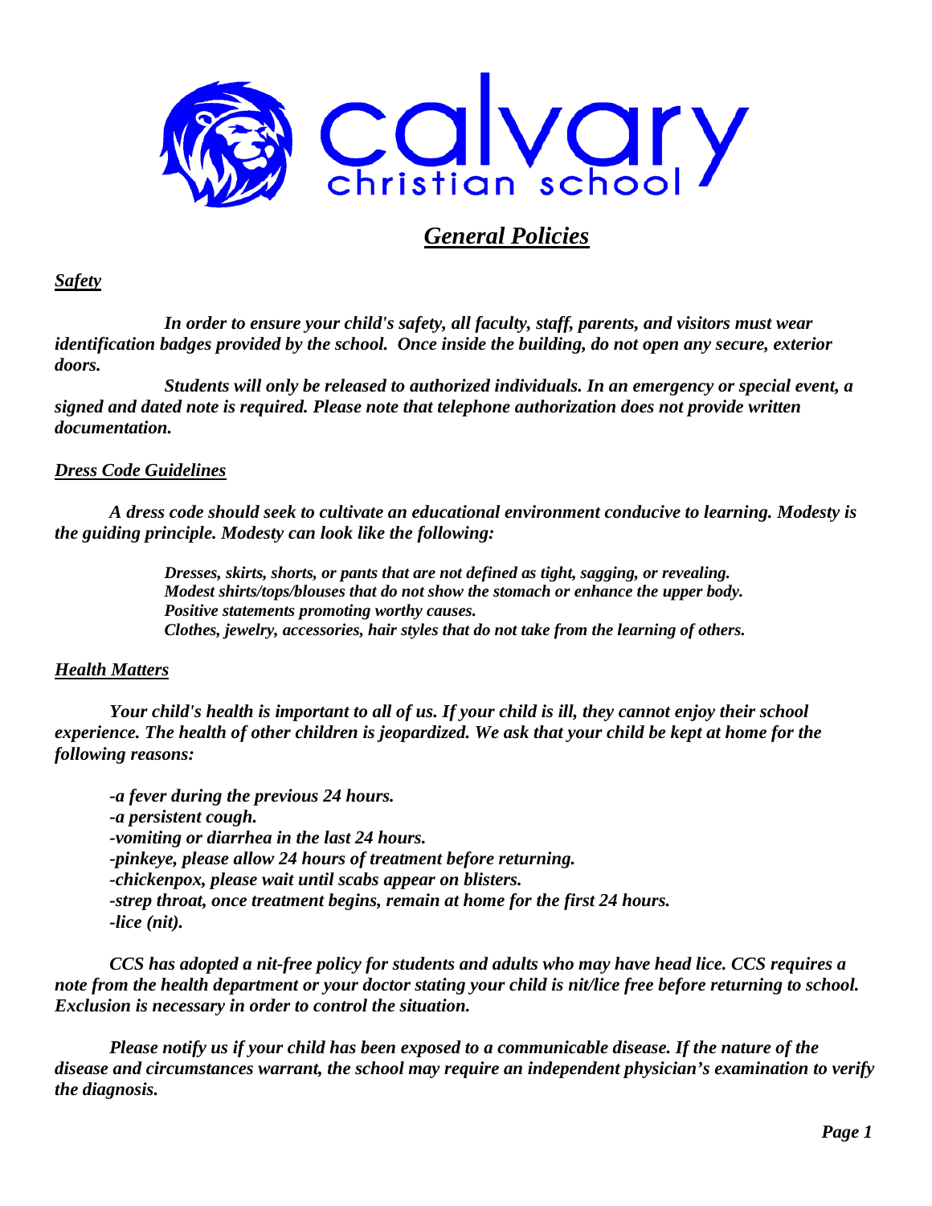calvary christian school

# *General Policies*

## *Safety*

***In order to ensure your child's safety, all faculty, staff, parents, and visitors must wear identification badges provided by the school. Once inside the building, do not open any secure, exterior doors.***

***Students will only be released to authorized individuals. In an emergency or special event, a signed and dated note is required. Please note that telephone authorization does not provide written documentation.***

## *Dress Code Guidelines*

***A dress code should seek to cultivate an educational environment conducive to learning. Modesty is the guiding principle. Modesty can look like the following:***

***Dresses, skirts, shorts, or pants that are not defined as tight, sagging, or revealing.***
***Modest shirts/tops/blouses that do not show the stomach or enhance the upper body.***
***Positive statements promoting worthy causes.***
***Clothes, jewelry, accessories, hair styles that do not take from the learning of others.***

## *Health Matters*

***Your child's health is important to all of us. If your child is ill, they cannot enjoy their school experience. The health of other children is jeopardized. We ask that your child be kept at home for the following reasons:***

***-a fever during the previous 24 hours.***
***-a persistent cough.***
***-vomiting or diarrhea in the last 24 hours.***
***-pinkeye, please allow 24 hours of treatment before returning.***
***-chickenpox, please wait until scabs appear on blisters.***
***-strep throat, once treatment begins, remain at home for the first 24 hours.***
***-lice (nit).***

***CCS has adopted a nit-free policy for students and adults who may have head lice. CCS requires a note from the health department or your doctor stating your child is nit/lice free before returning to school. Exclusion is necessary in order to control the situation.***

***Please notify us if your child has been exposed to a communicable disease. If the nature of the disease and circumstances warrant, the school may require an independent physician's examination to verify the diagnosis.***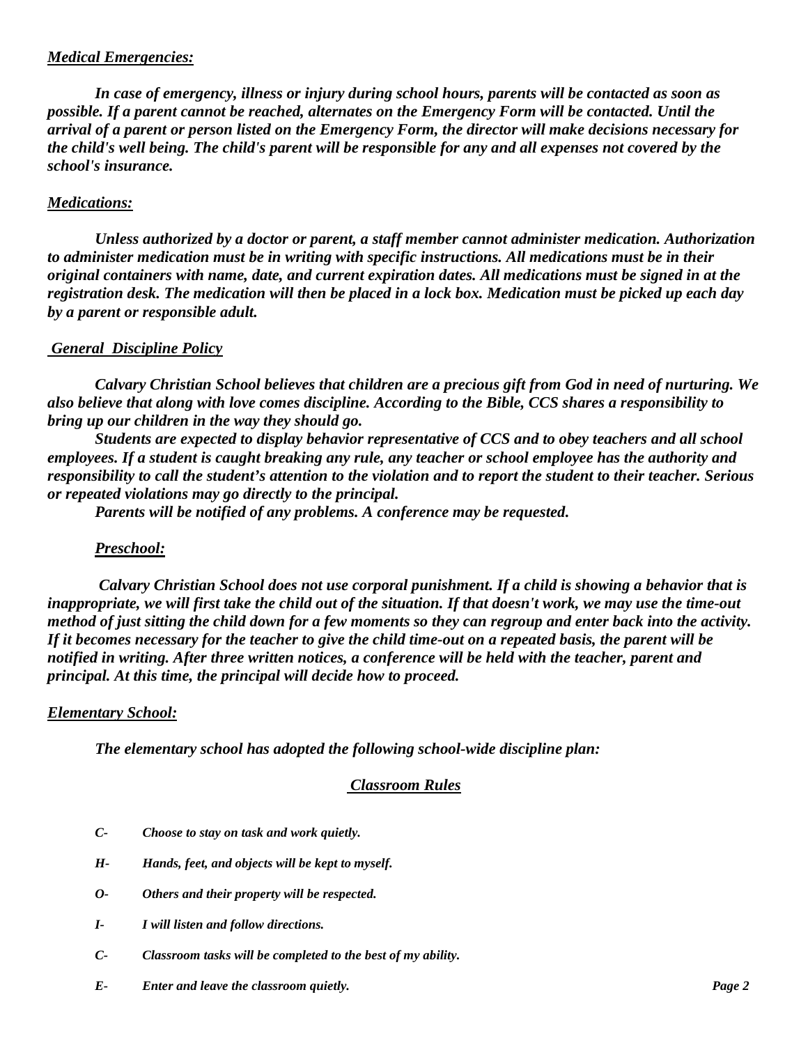### ***Medical Emergencies:***

***In case of emergency, illness or injury during school hours, parents will be contacted as soon as possible. If a parent cannot be reached, alternates on the Emergency Form will be contacted. Until the arrival of a parent or person listed on the Emergency Form, the director will make decisions necessary for the child's well being. The child's parent will be responsible for any and all expenses not covered by the school's insurance.***

### ***Medications:***

***Unless authorized by a doctor or parent, a staff member cannot administer medication. Authorization to administer medication must be in writing with specific instructions. All medications must be in their original containers with name, date, and current expiration dates. All medications must be signed in at the registration desk. The medication will then be placed in a lock box. Medication must be picked up each day by a parent or responsible adult.***

### ***General Discipline Policy***

***Calvary Christian School believes that children are a precious gift from God in need of nurturing. We also believe that along with love comes discipline. According to the Bible, CCS shares a responsibility to bring up our children in the way they should go.***

***Students are expected to display behavior representative of CCS and to obey teachers and all school employees. If a student is caught breaking any rule, any teacher or school employee has the authority and responsibility to call the student's attention to the violation and to report the student to their teacher. Serious or repeated violations may go directly to the principal.***

***Parents will be notified of any problems. A conference may be requested.***

#### ***Preschool:***

***Calvary Christian School does not use corporal punishment. If a child is showing a behavior that is inappropriate, we will first take the child out of the situation. If that doesn't work, we may use the time-out method of just sitting the child down for a few moments so they can regroup and enter back into the activity. If it becomes necessary for the teacher to give the child time-out on a repeated basis, the parent will be notified in writing. After three written notices, a conference will be held with the teacher, parent and principal. At this time, the principal will decide how to proceed.***

### ***Elementary School:***

***The elementary school has adopted the following school-wide discipline plan:***

#### ***Classroom Rules***

***C-*** ***Choose to stay on task and work quietly.***

***H-*** ***Hands, feet, and objects will be kept to myself.***

***O-*** ***Others and their property will be respected.***

***I-*** ***I will listen and follow directions.***

***C-*** ***Classroom tasks will be completed to the best of my ability.***

***E-*** ***Enter and leave the classroom quietly.***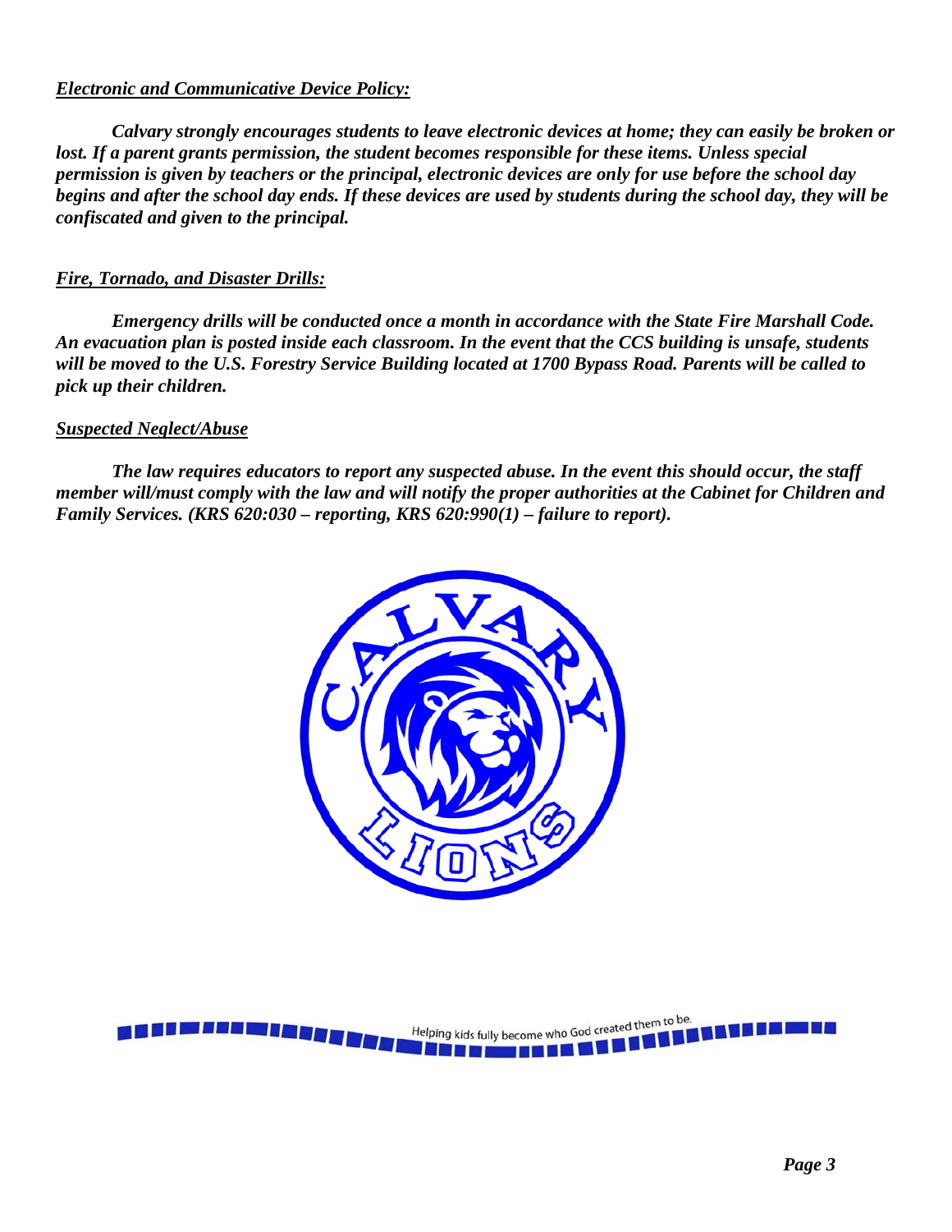***Electronic and Communicative Device Policy:***

***Calvary strongly encourages students to leave electronic devices at home; they can easily be broken or lost. If a parent grants permission, the student becomes responsible for these items. Unless special permission is given by teachers or the principal, electronic devices are only for use before the school day begins and after the school day ends. If these devices are used by students during the school day, they will be confiscated and given to the principal.***

***Fire, Tornado, and Disaster Drills:***

***Emergency drills will be conducted once a month in accordance with the State Fire Marshall Code. An evacuation plan is posted inside each classroom. In the event that the CCS building is unsafe, students will be moved to the U.S. Forestry Service Building located at 1700 Bypass Road. Parents will be called to pick up their children.***

***Suspected Neglect/Abuse***

***The law requires educators to report any suspected abuse. In the event this should occur, the staff member will/must comply with the law and will notify the proper authorities at the Cabinet for Children and Family Services. (KRS 620:030 – reporting, KRS 620:990(1) – failure to report).***

CALVARY LIONS

Helping kids fully become who God created them to be.